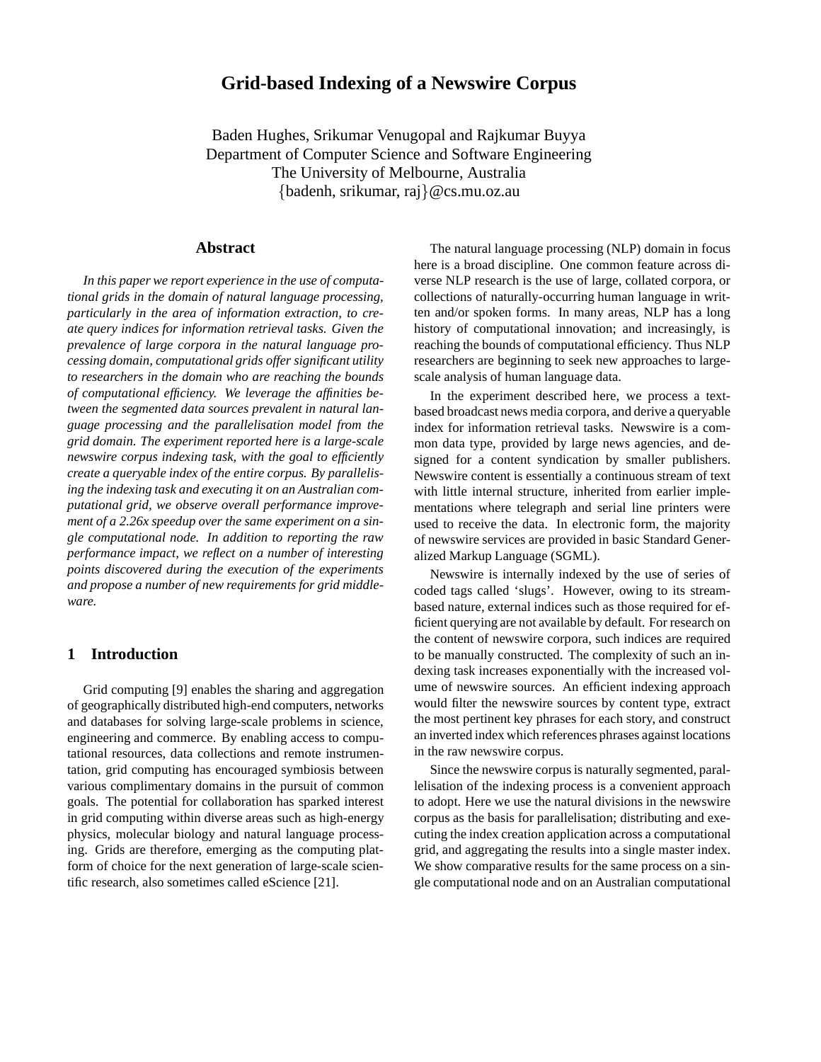# Grid-based Indexing of a Newswire Corpus

Baden Hughes, Srikumar Venugopal and Rajkumar Buyya
Department of Computer Science and Software Engineering
The University of Melbourne, Australia
{badenh, srikumar, raj}@cs.mu.oz.au

## Abstract

*In this paper we report experience in the use of computational grids in the domain of natural language processing, particularly in the area of information extraction, to create query indices for information retrieval tasks. Given the prevalence of large corpora in the natural language processing domain, computational grids offer significant utility to researchers in the domain who are reaching the bounds of computational efficiency. We leverage the affinities between the segmented data sources prevalent in natural language processing and the parallelisation model from the grid domain. The experiment reported here is a large-scale newswire corpus indexing task, with the goal to efficiently create a queryable index of the entire corpus. By parallelising the indexing task and executing it on an Australian computational grid, we observe overall performance improvement of a 2.26x speedup over the same experiment on a single computational node. In addition to reporting the raw performance impact, we reflect on a number of interesting points discovered during the execution of the experiments and propose a number of new requirements for grid middleware.*

## 1 Introduction

Grid computing [9] enables the sharing and aggregation of geographically distributed high-end computers, networks and databases for solving large-scale problems in science, engineering and commerce. By enabling access to computational resources, data collections and remote instrumentation, grid computing has encouraged symbiosis between various complimentary domains in the pursuit of common goals. The potential for collaboration has sparked interest in grid computing within diverse areas such as high-energy physics, molecular biology and natural language processing. Grids are therefore, emerging as the computing platform of choice for the next generation of large-scale scientific research, also sometimes called eScience [21].

The natural language processing (NLP) domain in focus here is a broad discipline. One common feature across diverse NLP research is the use of large, collated corpora, or collections of naturally-occurring human language in written and/or spoken forms. In many areas, NLP has a long history of computational innovation; and increasingly, is reaching the bounds of computational efficiency. Thus NLP researchers are beginning to seek new approaches to large-scale analysis of human language data.

In the experiment described here, we process a text-based broadcast news media corpora, and derive a queryable index for information retrieval tasks. Newswire is a common data type, provided by large news agencies, and designed for a content syndication by smaller publishers. Newswire content is essentially a continuous stream of text with little internal structure, inherited from earlier implementations where telegraph and serial line printers were used to receive the data. In electronic form, the majority of newswire services are provided in basic Standard Generalized Markup Language (SGML).

Newswire is internally indexed by the use of series of coded tags called 'slugs'. However, owing to its stream-based nature, external indices such as those required for efficient querying are not available by default. For research on the content of newswire corpora, such indices are required to be manually constructed. The complexity of such an indexing task increases exponentially with the increased volume of newswire sources. An efficient indexing approach would filter the newswire sources by content type, extract the most pertinent key phrases for each story, and construct an inverted index which references phrases against locations in the raw newswire corpus.

Since the newswire corpus is naturally segmented, parallelisation of the indexing process is a convenient approach to adopt. Here we use the natural divisions in the newswire corpus as the basis for parallelisation; distributing and executing the index creation application across a computational grid, and aggregating the results into a single master index. We show comparative results for the same process on a single computational node and on an Australian computational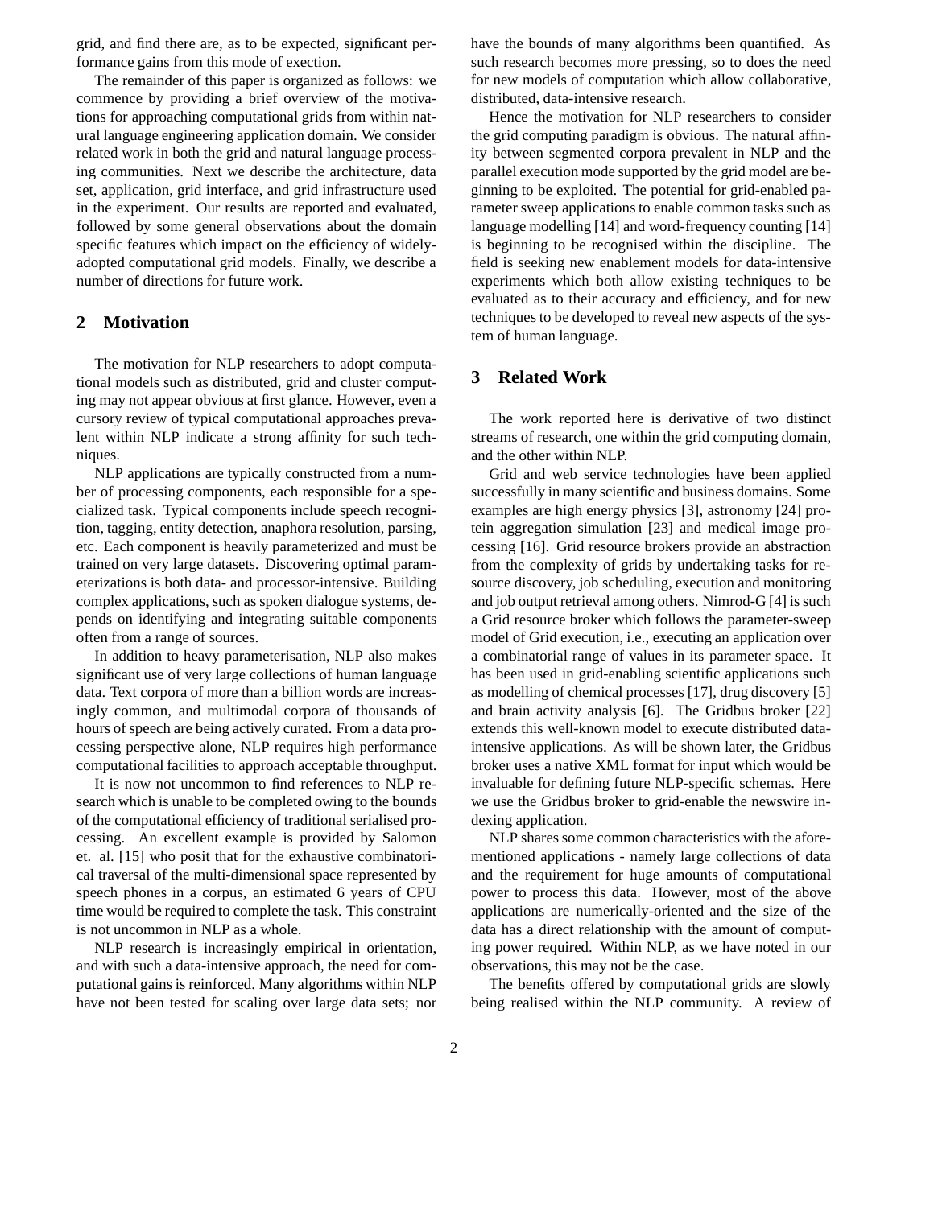grid, and find there are, as to be expected, significant performance gains from this mode of exection.

The remainder of this paper is organized as follows: we commence by providing a brief overview of the motivations for approaching computational grids from within natural language engineering application domain. We consider related work in both the grid and natural language processing communities. Next we describe the architecture, data set, application, grid interface, and grid infrastructure used in the experiment. Our results are reported and evaluated, followed by some general observations about the domain specific features which impact on the efficiency of widely-adopted computational grid models. Finally, we describe a number of directions for future work.

## 2 Motivation

The motivation for NLP researchers to adopt computational models such as distributed, grid and cluster computing may not appear obvious at first glance. However, even a cursory review of typical computational approaches prevalent within NLP indicate a strong affinity for such techniques.

NLP applications are typically constructed from a number of processing components, each responsible for a specialized task. Typical components include speech recognition, tagging, entity detection, anaphora resolution, parsing, etc. Each component is heavily parameterized and must be trained on very large datasets. Discovering optimal parameterizations is both data- and processor-intensive. Building complex applications, such as spoken dialogue systems, depends on identifying and integrating suitable components often from a range of sources.

In addition to heavy parameterisation, NLP also makes significant use of very large collections of human language data. Text corpora of more than a billion words are increasingly common, and multimodal corpora of thousands of hours of speech are being actively curated. From a data processing perspective alone, NLP requires high performance computational facilities to approach acceptable throughput.

It is now not uncommon to find references to NLP research which is unable to be completed owing to the bounds of the computational efficiency of traditional serialised processing. An excellent example is provided by Salomon et. al. [15] who posit that for the exhaustive combinatorical traversal of the multi-dimensional space represented by speech phones in a corpus, an estimated 6 years of CPU time would be required to complete the task. This constraint is not uncommon in NLP as a whole.

NLP research is increasingly empirical in orientation, and with such a data-intensive approach, the need for computational gains is reinforced. Many algorithms within NLP have not been tested for scaling over large data sets; nor have the bounds of many algorithms been quantified. As such research becomes more pressing, so to does the need for new models of computation which allow collaborative, distributed, data-intensive research.

Hence the motivation for NLP researchers to consider the grid computing paradigm is obvious. The natural affinity between segmented corpora prevalent in NLP and the parallel execution mode supported by the grid model are beginning to be exploited. The potential for grid-enabled parameter sweep applications to enable common tasks such as language modelling [14] and word-frequency counting [14] is beginning to be recognised within the discipline. The field is seeking new enablement models for data-intensive experiments which both allow existing techniques to be evaluated as to their accuracy and efficiency, and for new techniques to be developed to reveal new aspects of the system of human language.

## 3 Related Work

The work reported here is derivative of two distinct streams of research, one within the grid computing domain, and the other within NLP.

Grid and web service technologies have been applied successfully in many scientific and business domains. Some examples are high energy physics [3], astronomy [24] protein aggregation simulation [23] and medical image processing [16]. Grid resource brokers provide an abstraction from the complexity of grids by undertaking tasks for resource discovery, job scheduling, execution and monitoring and job output retrieval among others. Nimrod-G [4] is such a Grid resource broker which follows the parameter-sweep model of Grid execution, i.e., executing an application over a combinatorial range of values in its parameter space. It has been used in grid-enabling scientific applications such as modelling of chemical processes [17], drug discovery [5] and brain activity analysis [6]. The Gridbus broker [22] extends this well-known model to execute distributed data-intensive applications. As will be shown later, the Gridbus broker uses a native XML format for input which would be invaluable for defining future NLP-specific schemas. Here we use the Gridbus broker to grid-enable the newswire indexing application.

NLP shares some common characteristics with the aforementioned applications - namely large collections of data and the requirement for huge amounts of computational power to process this data. However, most of the above applications are numerically-oriented and the size of the data has a direct relationship with the amount of computing power required. Within NLP, as we have noted in our observations, this may not be the case.

The benefits offered by computational grids are slowly being realised within the NLP community. A review of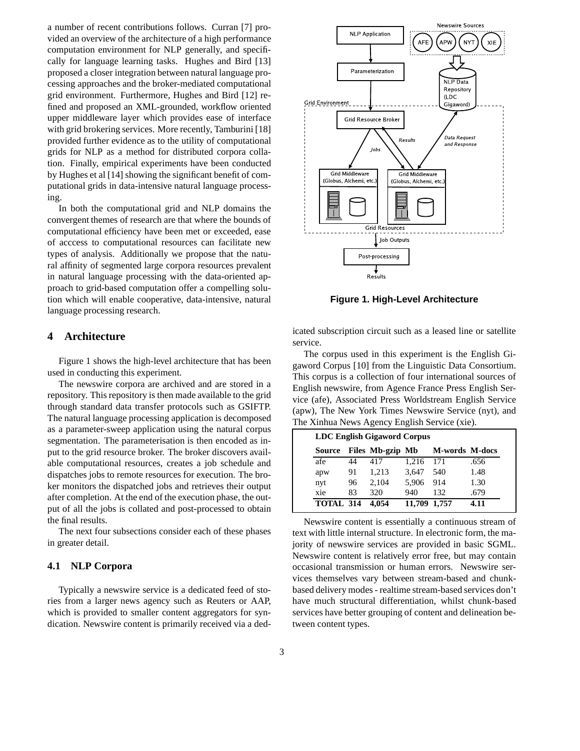a number of recent contributions follows. Curran [7] provided an overview of the architecture of a high performance computation environment for NLP generally, and specifically for language learning tasks. Hughes and Bird [13] proposed a closer integration between natural language processing approaches and the broker-mediated computational grid environment. Furthermore, Hughes and Bird [12] refined and proposed an XML-grounded, workflow oriented upper middleware layer which provides ease of interface with grid brokering services. More recently, Tamburini [18] provided further evidence as to the utility of computational grids for NLP as a method for distributed corpora collation. Finally, empirical experiments have been conducted by Hughes et al [14] showing the significant benefit of computational grids in data-intensive natural language processing.

In both the computational grid and NLP domains the convergent themes of research are that where the bounds of computational efficiency have been met or exceeded, ease of acccess to computational resources can facilitate new types of analysis. Additionally we propose that the natural affinity of segmented large corpora resources prevalent in natural language processing with the data-oriented approach to grid-based computation offer a compelling solution which will enable cooperative, data-intensive, natural language processing research.

## 4 Architecture

Figure 1 shows the high-level architecture that has been used in conducting this experiment.

The newswire corpora are archived and are stored in a repository. This repository is then made available to the grid through standard data transfer protocols such as GSIFTP. The natural language processing application is decomposed as a parameter-sweep application using the natural corpus segmentation. The parameterisation is then encoded as input to the grid resource broker. The broker discovers available computational resources, creates a job schedule and dispatches jobs to remote resources for execution. The broker monitors the dispatched jobs and retrieves their output after completion. At the end of the execution phase, the output of all the jobs is collated and post-processed to obtain the final results.

The next four subsections consider each of these phases in greater detail.

### 4.1 NLP Corpora

Typically a newswire service is a dedicated feed of stories from a larger news agency such as Reuters or AAP, which is provided to smaller content aggregators for syndication. Newswire content is primarily received via a dedicated subscription circuit such as a leased line or satellite service.

**Figure 1. High-Level Architecture**

The corpus used in this experiment is the English Gigaword Corpus [10] from the Linguistic Data Consortium. This corpus is a collection of four international sources of English newswire, from Agence France Press English Service (afe), Associated Press Worldstream English Service (apw), The New York Times Newswire Service (nyt), and The Xinhua News Agency English Service (xie).

**LDC English Gigaword Corpus**

| Source | Files | Mb-gzip | Mb | M-words | M-docs |
|---|---|---|---|---|---|
| afe | 44 | 417 | 1,216 | 171 | .656 |
| apw | 91 | 1,213 | 3,647 | 540 | 1.48 |
| nyt | 96 | 2,104 | 5,906 | 914 | 1.30 |
| xie | 83 | 320 | 940 | 132 | .679 |
| **TOTAL** | **314** | **4,054** | **11,709** | **1,757** | **4.11** |

Newswire content is essentially a continuous stream of text with little internal structure. In electronic form, the majority of newswire services are provided in basic SGML. Newswire content is relatively error free, but may contain occasional transmission or human errors. Newswire services themselves vary between stream-based and chunk-based delivery modes - realtime stream-based services don't have much structural differentiation, whilst chunk-based services have better grouping of content and delineation between content types.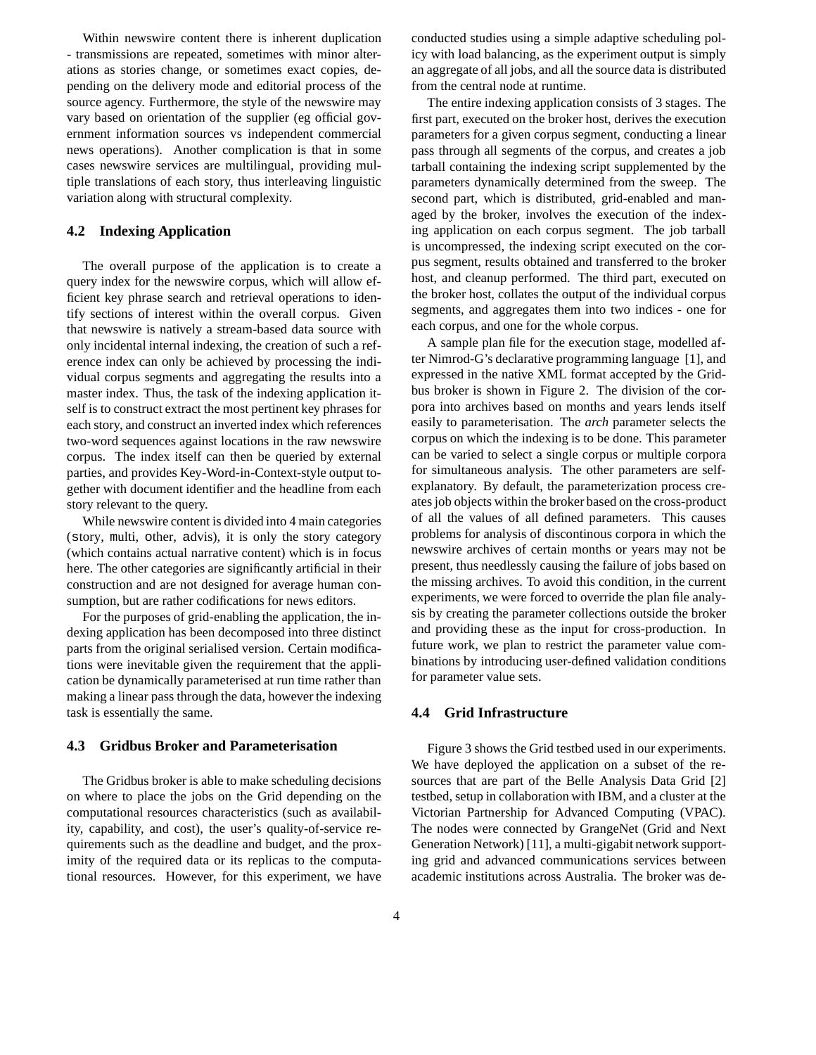Within newswire content there is inherent duplication - transmissions are repeated, sometimes with minor alterations as stories change, or sometimes exact copies, depending on the delivery mode and editorial process of the source agency. Furthermore, the style of the newswire may vary based on orientation of the supplier (eg official government information sources vs independent commercial news operations). Another complication is that in some cases newswire services are multilingual, providing multiple translations of each story, thus interleaving linguistic variation along with structural complexity.

### 4.2 Indexing Application

The overall purpose of the application is to create a query index for the newswire corpus, which will allow efficient key phrase search and retrieval operations to identify sections of interest within the overall corpus. Given that newswire is natively a stream-based data source with only incidental internal indexing, the creation of such a reference index can only be achieved by processing the individual corpus segments and aggregating the results into a master index. Thus, the task of the indexing application itself is to construct extract the most pertinent key phrases for each story, and construct an inverted index which references two-word sequences against locations in the raw newswire corpus. The index itself can then be queried by external parties, and provides Key-Word-in-Context-style output together with document identifier and the headline from each story relevant to the query.

While newswire content is divided into 4 main categories (story, multi, other, advis), it is only the story category (which contains actual narrative content) which is in focus here. The other categories are significantly artificial in their construction and are not designed for average human consumption, but are rather codifications for news editors.

For the purposes of grid-enabling the application, the indexing application has been decomposed into three distinct parts from the original serialised version. Certain modifications were inevitable given the requirement that the application be dynamically parameterised at run time rather than making a linear pass through the data, however the indexing task is essentially the same.

### 4.3 Gridbus Broker and Parameterisation

The Gridbus broker is able to make scheduling decisions on where to place the jobs on the Grid depending on the computational resources characteristics (such as availability, capability, and cost), the user's quality-of-service requirements such as the deadline and budget, and the proximity of the required data or its replicas to the computational resources. However, for this experiment, we have conducted studies using a simple adaptive scheduling policy with load balancing, as the experiment output is simply an aggregate of all jobs, and all the source data is distributed from the central node at runtime.

The entire indexing application consists of 3 stages. The first part, executed on the broker host, derives the execution parameters for a given corpus segment, conducting a linear pass through all segments of the corpus, and creates a job tarball containing the indexing script supplemented by the parameters dynamically determined from the sweep. The second part, which is distributed, grid-enabled and managed by the broker, involves the execution of the indexing application on each corpus segment. The job tarball is uncompressed, the indexing script executed on the corpus segment, results obtained and transferred to the broker host, and cleanup performed. The third part, executed on the broker host, collates the output of the individual corpus segments, and aggregates them into two indices - one for each corpus, and one for the whole corpus.

A sample plan file for the execution stage, modelled after Nimrod-G's declarative programming language [1], and expressed in the native XML format accepted by the Gridbus broker is shown in Figure 2. The division of the corpora into archives based on months and years lends itself easily to parameterisation. The *arch* parameter selects the corpus on which the indexing is to be done. This parameter can be varied to select a single corpus or multiple corpora for simultaneous analysis. The other parameters are self-explanatory. By default, the parameterization process creates job objects within the broker based on the cross-product of all the values of all defined parameters. This causes problems for analysis of discontinous corpora in which the newswire archives of certain months or years may not be present, thus needlessly causing the failure of jobs based on the missing archives. To avoid this condition, in the current experiments, we were forced to override the plan file analysis by creating the parameter collections outside the broker and providing these as the input for cross-production. In future work, we plan to restrict the parameter value combinations by introducing user-defined validation conditions for parameter value sets.

### 4.4 Grid Infrastructure

Figure 3 shows the Grid testbed used in our experiments. We have deployed the application on a subset of the resources that are part of the Belle Analysis Data Grid [2] testbed, setup in collaboration with IBM, and a cluster at the Victorian Partnership for Advanced Computing (VPAC). The nodes were connected by GrangeNet (Grid and Next Generation Network) [11], a multi-gigabit network supporting grid and advanced communications services between academic institutions across Australia. The broker was de-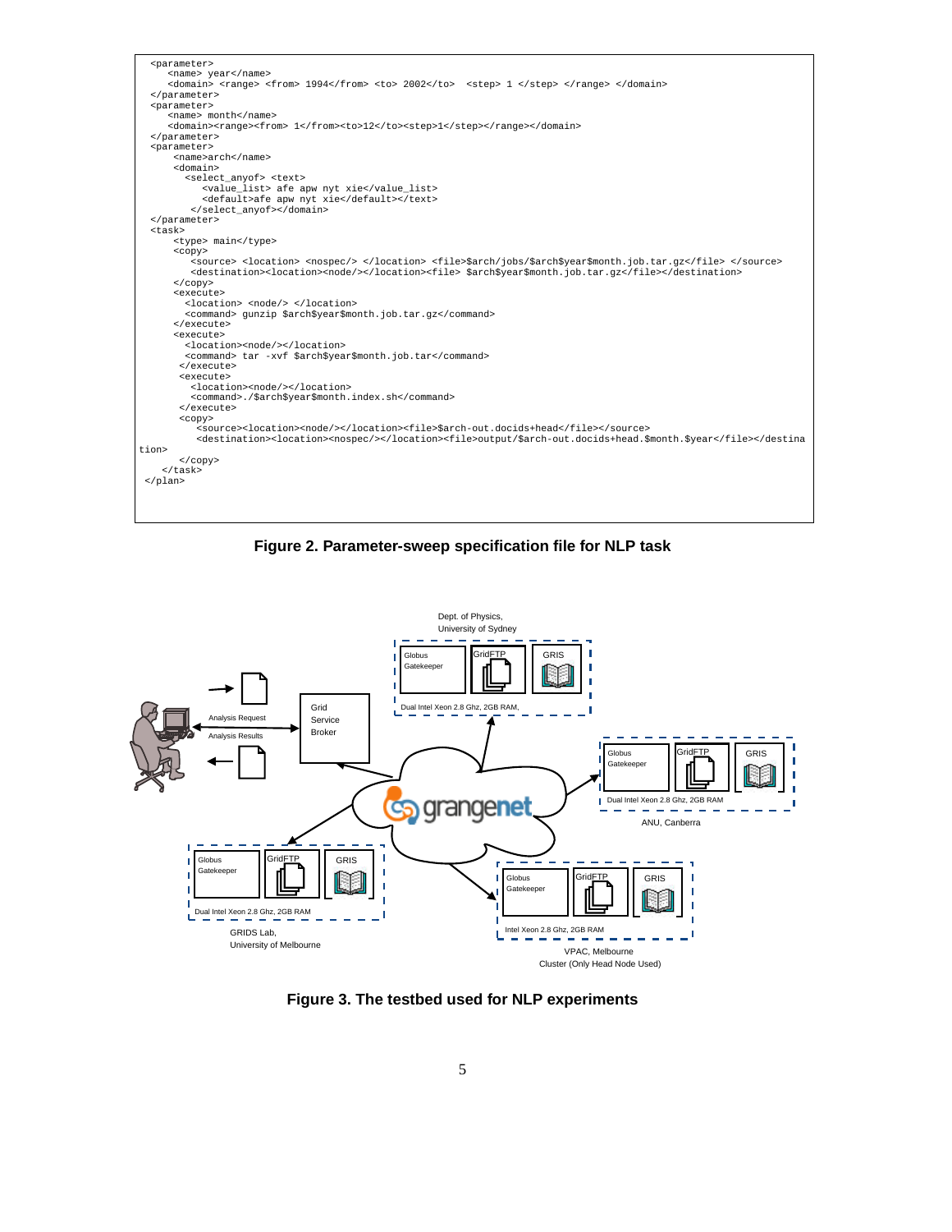```
  <parameter>
     <name> year</name>
     <domain> <range> <from> 1994</from> <to> 2002</to>  <step> 1 </step> </range> </domain>
  </parameter>
  <parameter>
     <name> month</name>
     <domain><range><from> 1</from><to>12</to><step>1</step></range></domain>
  </parameter>
  <parameter>
      <name>arch</name>
      <domain>
        <select_anyof> <text>
           <value_list> afe apw nyt xie</value_list>
           <default>afe apw nyt xie</default></text>
         </select_anyof></domain>
  </parameter>
  <task>
      <type> main</type>
      <copy>
         <source> <location> <nospec/> </location> <file>$arch/jobs/$arch$year$month.job.tar.gz</file> </source>
         <destination><location><node/></location><file> $arch$year$month.job.tar.gz</file></destination>
      </copy>
      <execute>
        <location> <node/> </location>
        <command> gunzip $arch$year$month.job.tar.gz</command>
      </execute>
      <execute>
        <location><node/></location>
        <command> tar -xvf $arch$year$month.job.tar</command>
       </execute>
       <execute>
         <location><node/></location>
         <command>./$arch$year$month.index.sh</command>
       </execute>
       <copy>
          <source><location><node/></location><file>$arch-out.docids+head</file></source>
          <destination><location><nospec/></location><file>output/$arch-out.docids+head.$month.$year</file></destina
tion>
       </copy>
    </task>
 </plan>
```

**Figure 2. Parameter-sweep specification file for NLP task**

**Figure 3. The testbed used for NLP experiments**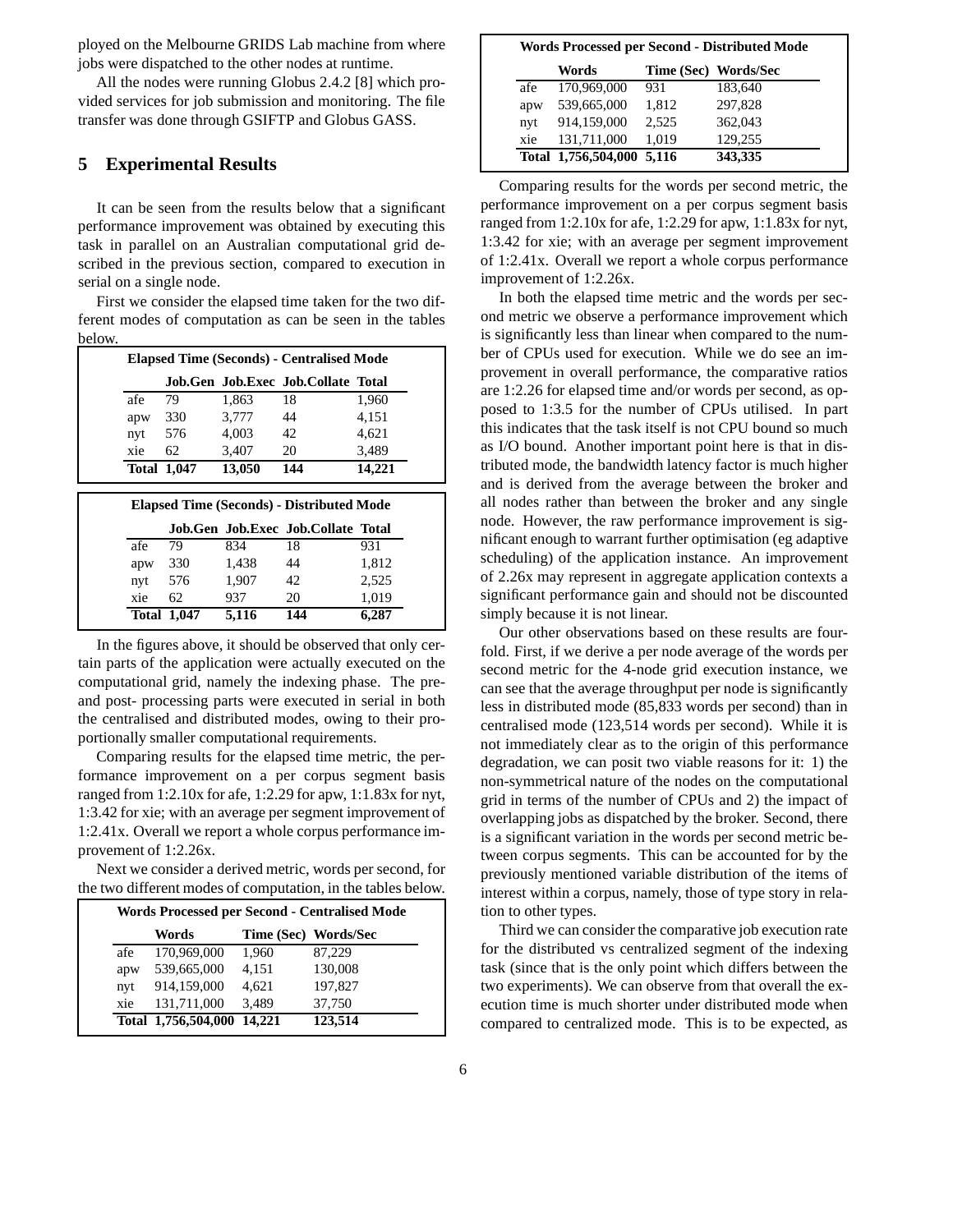ployed on the Melbourne GRIDS Lab machine from where jobs were dispatched to the other nodes at runtime.

All the nodes were running Globus 2.4.2 [8] which provided services for job submission and monitoring. The file transfer was done through GSIFTP and Globus GASS.

## 5 Experimental Results

It can be seen from the results below that a significant performance improvement was obtained by executing this task in parallel on an Australian computational grid described in the previous section, compared to execution in serial on a single node.

First we consider the elapsed time taken for the two different modes of computation as can be seen in the tables below.

**Elapsed Time (Seconds) - Centralised Mode**

| | Job.Gen | Job.Exec | Job.Collate | Total |
|---|---|---|---|---|
| afe | 79 | 1,863 | 18 | 1,960 |
| apw | 330 | 3,777 | 44 | 4,151 |
| nyt | 576 | 4,003 | 42 | 4,621 |
| xie | 62 | 3,407 | 20 | 3,489 |
| **Total** | **1,047** | **13,050** | **144** | **14,221** |

**Elapsed Time (Seconds) - Distributed Mode**

| | Job.Gen | Job.Exec | Job.Collate | Total |
|---|---|---|---|---|
| afe | 79 | 834 | 18 | 931 |
| apw | 330 | 1,438 | 44 | 1,812 |
| nyt | 576 | 1,907 | 42 | 2,525 |
| xie | 62 | 937 | 20 | 1,019 |
| **Total** | **1,047** | **5,116** | **144** | **6,287** |

In the figures above, it should be observed that only certain parts of the application were actually executed on the computational grid, namely the indexing phase. The pre- and post- processing parts were executed in serial in both the centralised and distributed modes, owing to their proportionally smaller computational requirements.

Comparing results for the elapsed time metric, the performance improvement on a per corpus segment basis ranged from 1:2.10x for afe, 1:2.29 for apw, 1:1.83x for nyt, 1:3.42 for xie; with an average per segment improvement of 1:2.41x. Overall we report a whole corpus performance improvement of 1:2.26x.

Next we consider a derived metric, words per second, for the two different modes of computation, in the tables below.

**Words Processed per Second - Centralised Mode**

| | Words | Time (Sec) | Words/Sec |
|---|---|---|---|
| afe | 170,969,000 | 1,960 | 87,229 |
| apw | 539,665,000 | 4,151 | 130,008 |
| nyt | 914,159,000 | 4,621 | 197,827 |
| xie | 131,711,000 | 3,489 | 37,750 |
| **Total** | **1,756,504,000** | **14,221** | **123,514** |

**Words Processed per Second - Distributed Mode**

| | Words | Time (Sec) | Words/Sec |
|---|---|---|---|
| afe | 170,969,000 | 931 | 183,640 |
| apw | 539,665,000 | 1,812 | 297,828 |
| nyt | 914,159,000 | 2,525 | 362,043 |
| xie | 131,711,000 | 1,019 | 129,255 |
| **Total** | **1,756,504,000** | **5,116** | **343,335** |

Comparing results for the words per second metric, the performance improvement on a per corpus segment basis ranged from 1:2.10x for afe, 1:2.29 for apw, 1:1.83x for nyt, 1:3.42 for xie; with an average per segment improvement of 1:2.41x. Overall we report a whole corpus performance improvement of 1:2.26x.

In both the elapsed time metric and the words per second metric we observe a performance improvement which is significantly less than linear when compared to the number of CPUs used for execution. While we do see an improvement in overall performance, the comparative ratios are 1:2.26 for elapsed time and/or words per second, as opposed to 1:3.5 for the number of CPUs utilised. In part this indicates that the task itself is not CPU bound so much as I/O bound. Another important point here is that in distributed mode, the bandwidth latency factor is much higher and is derived from the average between the broker and all nodes rather than between the broker and any single node. However, the raw performance improvement is significant enough to warrant further optimisation (eg adaptive scheduling) of the application instance. An improvement of 2.26x may represent in aggregate application contexts a significant performance gain and should not be discounted simply because it is not linear.

Our other observations based on these results are fourfold. First, if we derive a per node average of the words per second metric for the 4-node grid execution instance, we can see that the average throughput per node is significantly less in distributed mode (85,833 words per second) than in centralised mode (123,514 words per second). While it is not immediately clear as to the origin of this performance degradation, we can posit two viable reasons for it: 1) the non-symmetrical nature of the nodes on the computational grid in terms of the number of CPUs and 2) the impact of overlapping jobs as dispatched by the broker. Second, there is a significant variation in the words per second metric between corpus segments. This can be accounted for by the previously mentioned variable distribution of the items of interest within a corpus, namely, those of type story in relation to other types.

Third we can consider the comparative job execution rate for the distributed vs centralized segment of the indexing task (since that is the only point which differs between the two experiments). We can observe from that overall the execution time is much shorter under distributed mode when compared to centralized mode. This is to be expected, as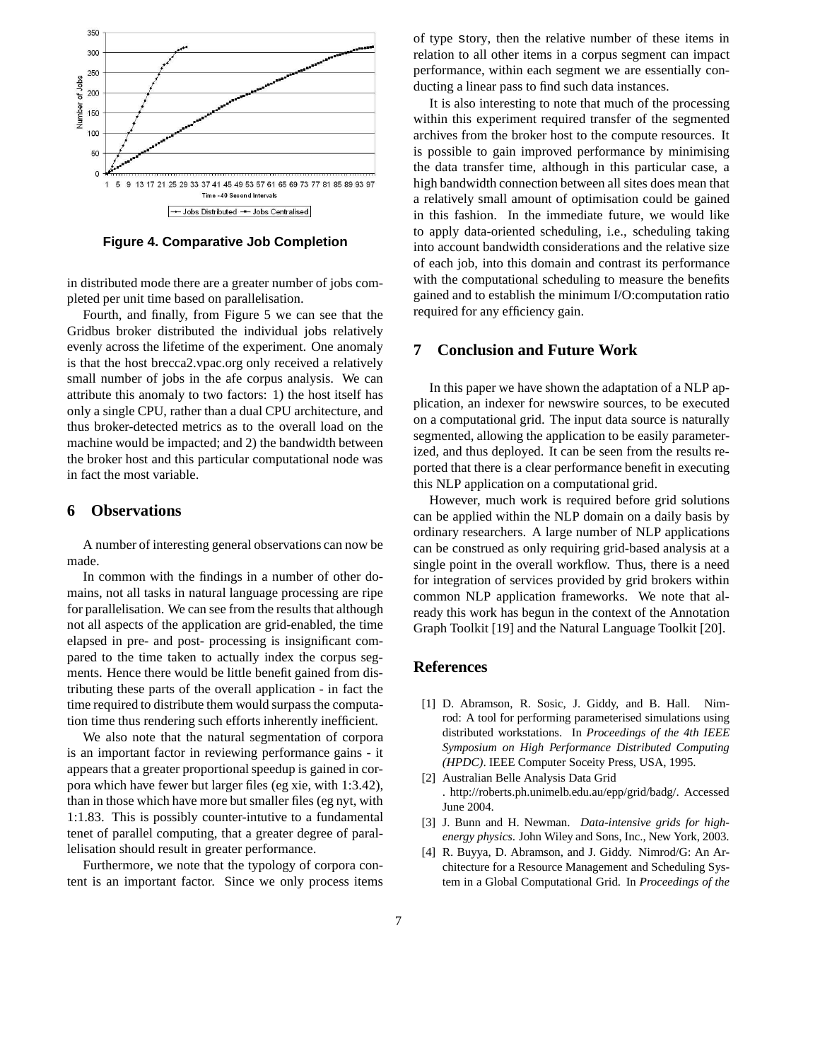350
300
250
200
150
100
50
0

Number of Jobs

1 5 9 13 17 21 25 29 33 37 41 45 49 53 57 61 65 69 73 77 81 85 89 93 97

Time - 40 Second Intervals

Jobs Distributed — Jobs Centralised

**Figure 4. Comparative Job Completion**

in distributed mode there are a greater number of jobs completed per unit time based on parallelisation.

Fourth, and finally, from Figure 5 we can see that the Gridbus broker distributed the individual jobs relatively evenly across the lifetime of the experiment. One anomaly is that the host brecca2.vpac.org only received a relatively small number of jobs in the afe corpus analysis. We can attribute this anomaly to two factors: 1) the host itself has only a single CPU, rather than a dual CPU architecture, and thus broker-detected metrics as to the overall load on the machine would be impacted; and 2) the bandwidth between the broker host and this particular computational node was in fact the most variable.

## 6 Observations

A number of interesting general observations can now be made.

In common with the findings in a number of other domains, not all tasks in natural language processing are ripe for parallelisation. We can see from the results that although not all aspects of the application are grid-enabled, the time elapsed in pre- and post- processing is insignificant compared to the time taken to actually index the corpus segments. Hence there would be little benefit gained from distributing these parts of the overall application - in fact the time required to distribute them would surpass the computation time thus rendering such efforts inherently inefficient.

We also note that the natural segmentation of corpora is an important factor in reviewing performance gains - it appears that a greater proportional speedup is gained in corpora which have fewer but larger files (eg xie, with 1:3.42), than in those which have more but smaller files (eg nyt, with 1:1.83. This is possibly counter-intutive to a fundamental tenet of parallel computing, that a greater degree of parallelisation should result in greater performance.

Furthermore, we note that the typology of corpora content is an important factor. Since we only process items of type Story, then the relative number of these items in relation to all other items in a corpus segment can impact performance, within each segment we are essentially conducting a linear pass to find such data instances.

It is also interesting to note that much of the processing within this experiment required transfer of the segmented archives from the broker host to the compute resources. It is possible to gain improved performance by minimising the data transfer time, although in this particular case, a high bandwidth connection between all sites does mean that a relatively small amount of optimisation could be gained in this fashion. In the immediate future, we would like to apply data-oriented scheduling, i.e., scheduling taking into account bandwidth considerations and the relative size of each job, into this domain and contrast its performance with the computational scheduling to measure the benefits gained and to establish the minimum I/O:computation ratio required for any efficiency gain.

## 7 Conclusion and Future Work

In this paper we have shown the adaptation of a NLP application, an indexer for newswire sources, to be executed on a computational grid. The input data source is naturally segmented, allowing the application to be easily parameterized, and thus deployed. It can be seen from the results reported that there is a clear performance benefit in executing this NLP application on a computational grid.

However, much work is required before grid solutions can be applied within the NLP domain on a daily basis by ordinary researchers. A large number of NLP applications can be construed as only requiring grid-based analysis at a single point in the overall workflow. Thus, there is a need for integration of services provided by grid brokers within common NLP application frameworks. We note that already this work has begun in the context of the Annotation Graph Toolkit [19] and the Natural Language Toolkit [20].

## References

[1] D. Abramson, R. Sosic, J. Giddy, and B. Hall. Nimrod: A tool for performing parameterised simulations using distributed workstations. In *Proceedings of the 4th IEEE Symposium on High Performance Distributed Computing (HPDC)*. IEEE Computer Soceity Press, USA, 1995.

[2] Australian Belle Analysis Data Grid . http://roberts.ph.unimelb.edu.au/epp/grid/badg/. Accessed June 2004.

[3] J. Bunn and H. Newman. *Data-intensive grids for high-energy physics*. John Wiley and Sons, Inc., New York, 2003.

[4] R. Buyya, D. Abramson, and J. Giddy. Nimrod/G: An Architecture for a Resource Management and Scheduling System in a Global Computational Grid. In *Proceedings of the*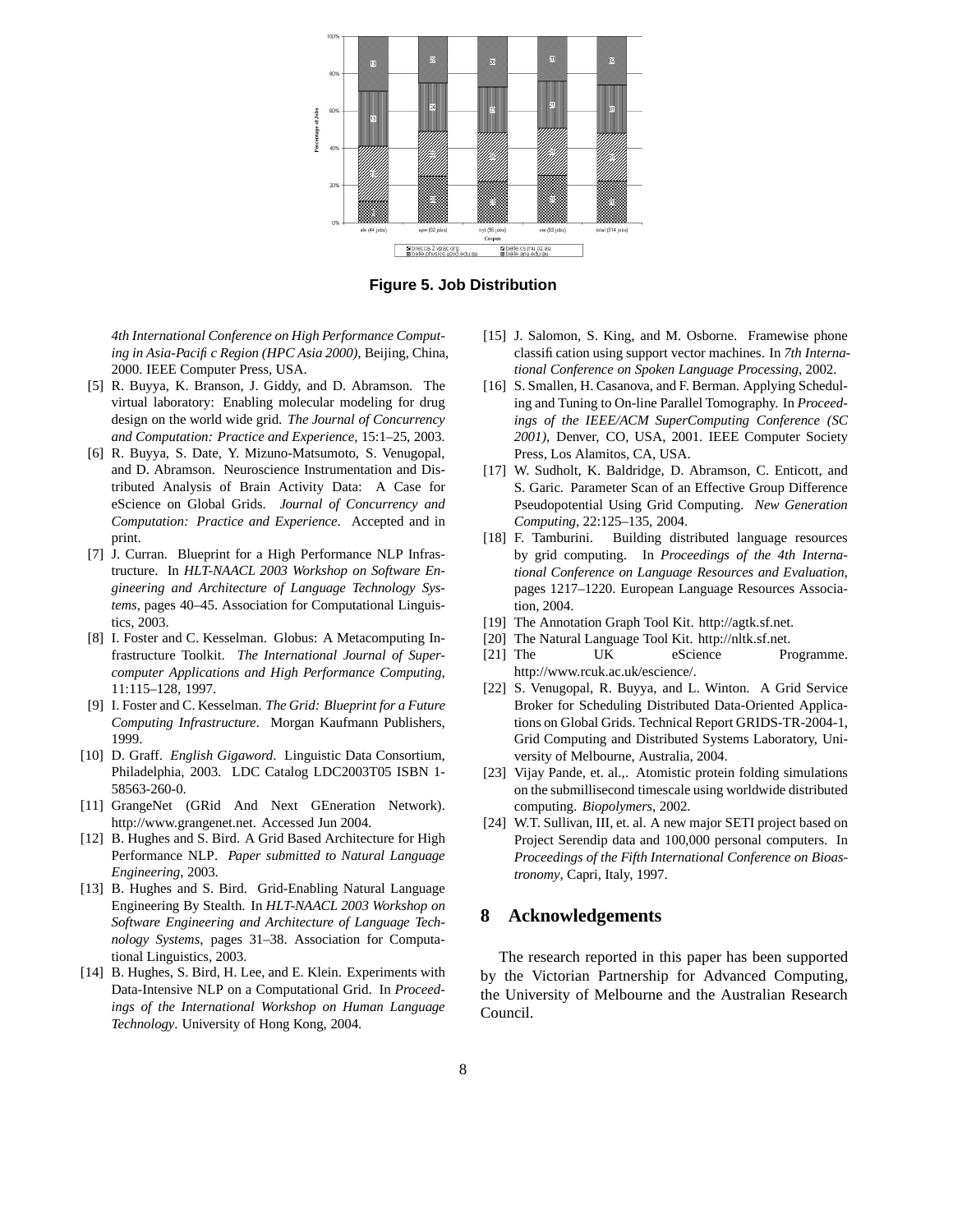100%
80%
60%
40%
20%
0%

Percentage of Jobs

afe (44 jobs)
apw (92 jobs)
nyt (95 jobs)
xie (83 jobs)
total (314 jobs)

Corpus

brecca-2.vpac.org
belle.cs.mu.oz.au
belle.physics.usyd.edu.au
belle.anu.edu.au

**Figure 5. Job Distribution**

*4th International Conference on High Performance Computing in Asia-Pacific Region (HPC Asia 2000)*, Beijing, China, 2000. IEEE Computer Press, USA.

[5] R. Buyya, K. Branson, J. Giddy, and D. Abramson. The virtual laboratory: Enabling molecular modeling for drug design on the world wide grid. *The Journal of Concurrency and Computation: Practice and Experience*, 15:1–25, 2003.

[6] R. Buyya, S. Date, Y. Mizuno-Matsumoto, S. Venugopal, and D. Abramson. Neuroscience Instrumentation and Distributed Analysis of Brain Activity Data: A Case for eScience on Global Grids. *Journal of Concurrency and Computation: Practice and Experience*. Accepted and in print.

[7] J. Curran. Blueprint for a High Performance NLP Infrastructure. In *HLT-NAACL 2003 Workshop on Software Engineering and Architecture of Language Technology Systems*, pages 40–45. Association for Computational Linguistics, 2003.

[8] I. Foster and C. Kesselman. Globus: A Metacomputing Infrastructure Toolkit. *The International Journal of Supercomputer Applications and High Performance Computing*, 11:115–128, 1997.

[9] I. Foster and C. Kesselman. *The Grid: Blueprint for a Future Computing Infrastructure*. Morgan Kaufmann Publishers, 1999.

[10] D. Graff. *English Gigaword*. Linguistic Data Consortium, Philadelphia, 2003. LDC Catalog LDC2003T05 ISBN 1-58563-260-0.

[11] GrangeNet (GRid And Next GEneration Network). http://www.grangenet.net. Accessed Jun 2004.

[12] B. Hughes and S. Bird. A Grid Based Architecture for High Performance NLP. *Paper submitted to Natural Language Engineering*, 2003.

[13] B. Hughes and S. Bird. Grid-Enabling Natural Language Engineering By Stealth. In *HLT-NAACL 2003 Workshop on Software Engineering and Architecture of Language Technology Systems*, pages 31–38. Association for Computational Linguistics, 2003.

[14] B. Hughes, S. Bird, H. Lee, and E. Klein. Experiments with Data-Intensive NLP on a Computational Grid. In *Proceedings of the International Workshop on Human Language Technology*. University of Hong Kong, 2004.

[15] J. Salomon, S. King, and M. Osborne. Framewise phone classification using support vector machines. In *7th International Conference on Spoken Language Processing*, 2002.

[16] S. Smallen, H. Casanova, and F. Berman. Applying Scheduling and Tuning to On-line Parallel Tomography. In *Proceedings of the IEEE/ACM SuperComputing Conference (SC 2001)*, Denver, CO, USA, 2001. IEEE Computer Society Press, Los Alamitos, CA, USA.

[17] W. Sudholt, K. Baldridge, D. Abramson, C. Enticott, and S. Garic. Parameter Scan of an Effective Group Difference Pseudopotential Using Grid Computing. *New Generation Computing*, 22:125–135, 2004.

[18] F. Tamburini. Building distributed language resources by grid computing. In *Proceedings of the 4th International Conference on Language Resources and Evaluation*, pages 1217–1220. European Language Resources Association, 2004.

[19] The Annotation Graph Tool Kit. http://agtk.sf.net.

[20] The Natural Language Tool Kit. http://nltk.sf.net.

[21] The UK eScience Programme. http://www.rcuk.ac.uk/escience/.

[22] S. Venugopal, R. Buyya, and L. Winton. A Grid Service Broker for Scheduling Distributed Data-Oriented Applications on Global Grids. Technical Report GRIDS-TR-2004-1, Grid Computing and Distributed Systems Laboratory, University of Melbourne, Australia, 2004.

[23] Vijay Pande, et. al.,. Atomistic protein folding simulations on the submillisecond timescale using worldwide distributed computing. *Biopolymers*, 2002.

[24] W.T. Sullivan, III, et. al. A new major SETI project based on Project Serendip data and 100,000 personal computers. In *Proceedings of the Fifth International Conference on Bioastronomy*, Capri, Italy, 1997.

## 8 Acknowledgements

The research reported in this paper has been supported by the Victorian Partnership for Advanced Computing, the University of Melbourne and the Australian Research Council.